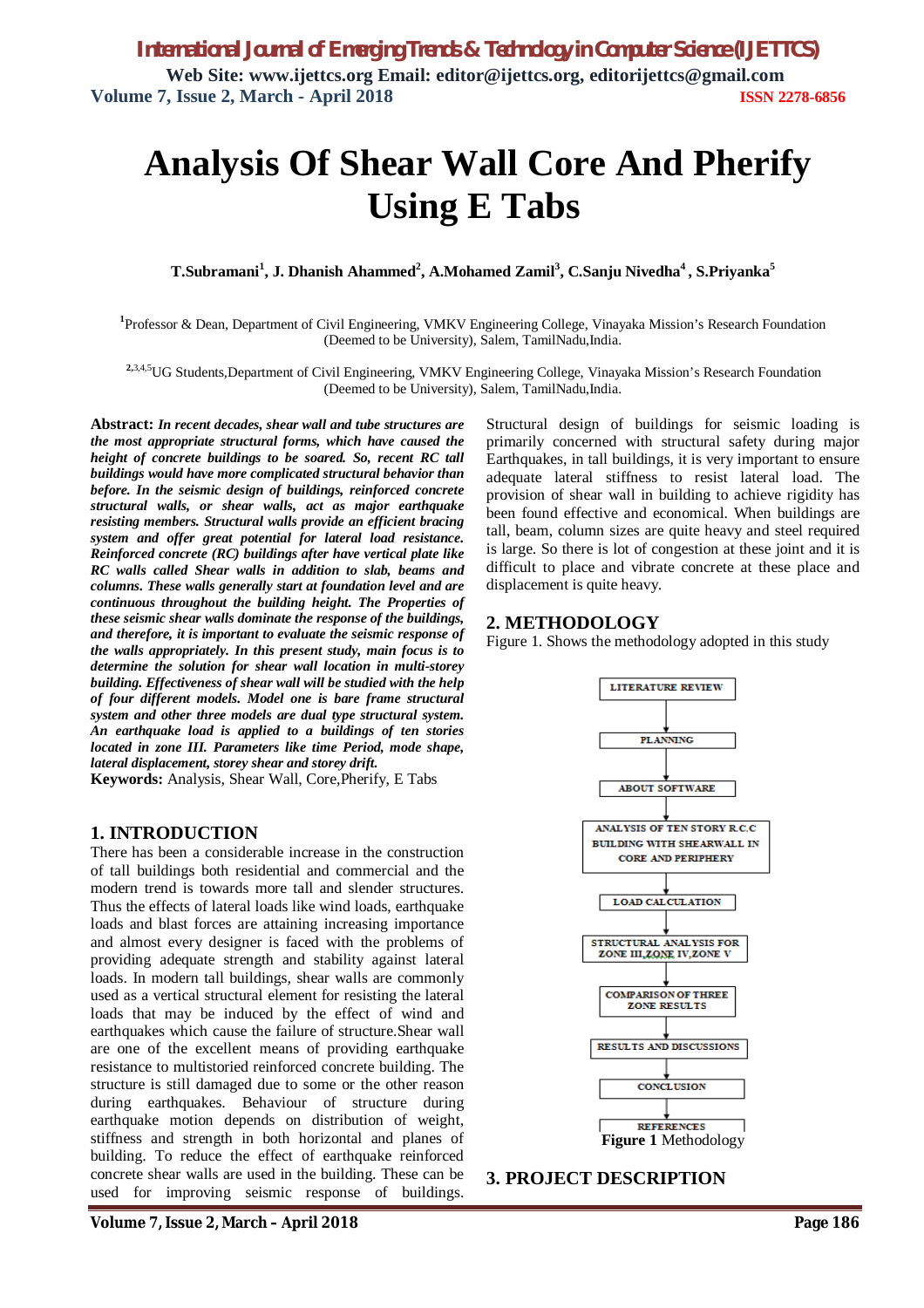# Analysis Of Shear Wall Core And Pherify Using E Tabs

**T.Subramani[1], J. Dhanish Ahammed[2], A.Mohamed Zamil[3], C.Sanju Nivedha[4] , S.Priyanka[5]**

[1]Professor & Dean, Department of Civil Engineering, VMKV Engineering College, Vinayaka Mission's Research Foundation (Deemed to be University), Salem, TamilNadu,India.

[2,3,4,5]UG Students,Department of Civil Engineering, VMKV Engineering College, Vinayaka Mission's Research Foundation (Deemed to be University), Salem, TamilNadu,India.

**Abstract:** ***In recent decades, shear wall and tube structures are the most appropriate structural forms, which have caused the height of concrete buildings to be soared. So, recent RC tall buildings would have more complicated structural behavior than before. In the seismic design of buildings, reinforced concrete structural walls, or shear walls, act as major earthquake resisting members. Structural walls provide an efficient bracing system and offer great potential for lateral load resistance. Reinforced concrete (RC) buildings after have vertical plate like RC walls called Shear walls in addition to slab, beams and columns. These walls generally start at foundation level and are continuous throughout the building height. The Properties of these seismic shear walls dominate the response of the buildings, and therefore, it is important to evaluate the seismic response of the walls appropriately. In this present study, main focus is to determine the solution for shear wall location in multi-storey building. Effectiveness of shear wall will be studied with the help of four different models. Model one is bare frame structural system and other three models are dual type structural system. An earthquake load is applied to a buildings of ten stories located in zone III. Parameters like time Period, mode shape, lateral displacement, storey shear and storey drift.***

**Keywords:** Analysis, Shear Wall, Core,Pherify, E Tabs

## 1. INTRODUCTION

There has been a considerable increase in the construction of tall buildings both residential and commercial and the modern trend is towards more tall and slender structures. Thus the effects of lateral loads like wind loads, earthquake loads and blast forces are attaining increasing importance and almost every designer is faced with the problems of providing adequate strength and stability against lateral loads. In modern tall buildings, shear walls are commonly used as a vertical structural element for resisting the lateral loads that may be induced by the effect of wind and earthquakes which cause the failure of structure.Shear wall are one of the excellent means of providing earthquake resistance to multistoried reinforced concrete building. The structure is still damaged due to some or the other reason during earthquakes. Behaviour of structure during earthquake motion depends on distribution of weight, stiffness and strength in both horizontal and planes of building. To reduce the effect of earthquake reinforced concrete shear walls are used in the building. These can be used for improving seismic response of buildings. Structural design of buildings for seismic loading is primarily concerned with structural safety during major Earthquakes, in tall buildings, it is very important to ensure adequate lateral stiffness to resist lateral load. The provision of shear wall in building to achieve rigidity has been found effective and economical. When buildings are tall, beam, column sizes are quite heavy and steel required is large. So there is lot of congestion at these joint and it is difficult to place and vibrate concrete at these place and displacement is quite heavy.

## 2. METHODOLOGY

Figure 1. Shows the methodology adopted in this study

LITERATURE REVIEW → PLANNING → ABOUT SOFTWARE → ANALYSIS OF TEN STORY R.C.C BUILDING WITH SHEARWALL IN CORE AND PERIPHERY → LOAD CALCULATION → STRUCTURAL ANALYSIS FOR ZONE III,ZONE IV,ZONE V → COMPARISON OF THREE ZONE RESULTS → RESULTS AND DISCUSSIONS → CONCLUSION → REFERENCES

**Figure 1** Methodology

## 3. PROJECT DESCRIPTION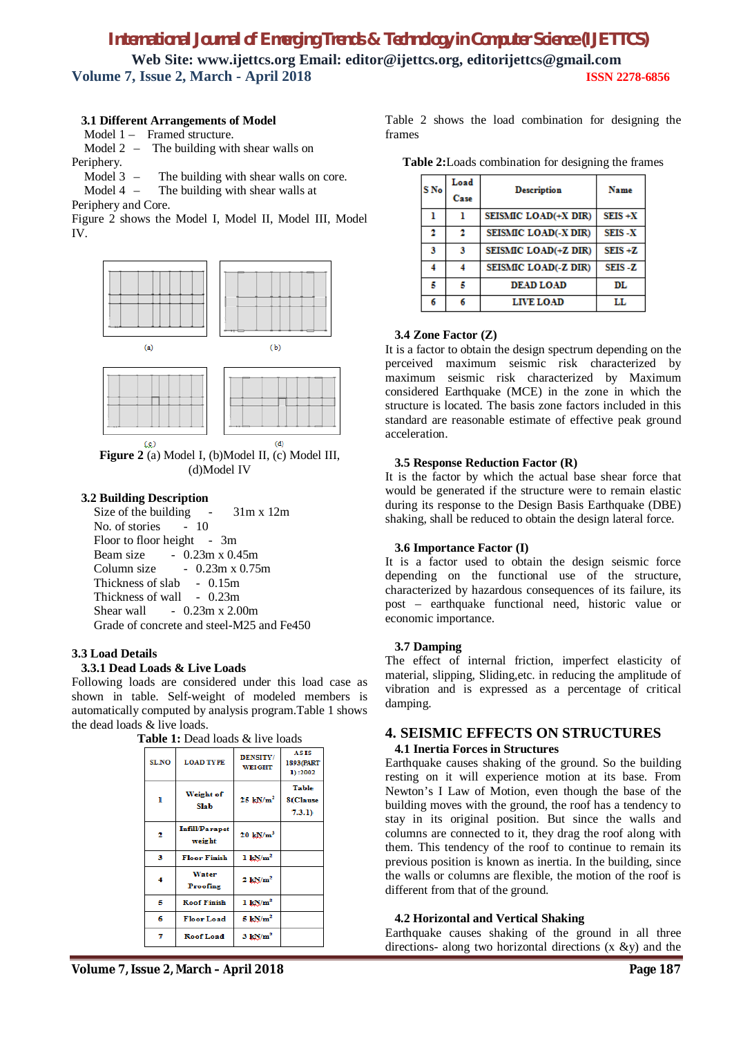### 3.1 Different Arrangements of Model

Model 1 – Framed structure.
Model 2 – The building with shear walls on Periphery.
Model 3 – The building with shear walls on core.
Model 4 – The building with shear walls at Periphery and Core.

Figure 2 shows the Model I, Model II, Model III, Model IV.

(a) (b)

(c) (d)

**Figure 2** (a) Model I, (b)Model II, (c) Model III, (d)Model IV

### 3.2 Building Description

Size of the building - 31m x 12m
No. of stories - 10
Floor to floor height - 3m
Beam size - 0.23m x 0.45m
Column size - 0.23m x 0.75m
Thickness of slab - 0.15m
Thickness of wall - 0.23m
Shear wall - 0.23m x 2.00m
Grade of concrete and steel-M25 and Fe450

### 3.3 Load Details

#### 3.3.1 Dead Loads & Live Loads

Following loads are considered under this load case as shown in table. Self-weight of modeled members is automatically computed by analysis program.Table 1 shows the dead loads & live loads.

**Table 1:** Dead loads & live loads

| SL.NO | LOAD TYPE | DENSITY/ WEIGHT | AS IS 1893(PART 1) :2002 |
|---|---|---|---|
| 1 | Weight of Slab | 25 kN/m$^2$ | Table 8(Clause 7.3.1) |
| 2 | Infill/Parapet weight | 20 kN/m$^3$ | |
| 3 | Floor Finish | 1 kN/m$^2$ | |
| 4 | Water Proofing | 2 kN/m$^2$ | |
| 5 | Roof Finish | 1 kN/m$^2$ | |
| 6 | Floor Load | 5 kN/m$^2$ | |
| 7 | Roof Load | 3 kN/m$^2$ | |

Table 2 shows the load combination for designing the frames

**Table 2:**Loads combination for designing the frames

| S No | Load Case | Description | Name |
|---|---|---|---|
| 1 | 1 | SEISMIC LOAD(+X DIR) | SEIS +X |
| 2 | 2 | SEISMIC LOAD(-X DIR) | SEIS -X |
| 3 | 3 | SEISMIC LOAD(+Z DIR) | SEIS +Z |
| 4 | 4 | SEISMIC LOAD(-Z DIR) | SEIS -Z |
| 5 | 5 | DEAD LOAD | DL |
| 6 | 6 | LIVE LOAD | LL |

### 3.4 Zone Factor (Z)

It is a factor to obtain the design spectrum depending on the perceived maximum seismic risk characterized by maximum seismic risk characterized by Maximum considered Earthquake (MCE) in the zone in which the structure is located. The basis zone factors included in this standard are reasonable estimate of effective peak ground acceleration.

### 3.5 Response Reduction Factor (R)

It is the factor by which the actual base shear force that would be generated if the structure were to remain elastic during its response to the Design Basis Earthquake (DBE) shaking, shall be reduced to obtain the design lateral force.

### 3.6 Importance Factor (I)

It is a factor used to obtain the design seismic force depending on the functional use of the structure, characterized by hazardous consequences of its failure, its post – earthquake functional need, historic value or economic importance.

### 3.7 Damping

The effect of internal friction, imperfect elasticity of material, slipping, Sliding,etc. in reducing the amplitude of vibration and is expressed as a percentage of critical damping.

## 4. SEISMIC EFFECTS ON STRUCTURES

### 4.1 Inertia Forces in Structures

Earthquake causes shaking of the ground. So the building resting on it will experience motion at its base. From Newton's I Law of Motion, even though the base of the building moves with the ground, the roof has a tendency to stay in its original position. But since the walls and columns are connected to it, they drag the roof along with them. This tendency of the roof to continue to remain in its previous position is known as inertia. In the building, since the walls or columns are flexible, the motion of the roof is different from that of the ground.

### 4.2 Horizontal and Vertical Shaking

Earthquake causes shaking of the ground in all three directions- along two horizontal directions (x &y) and the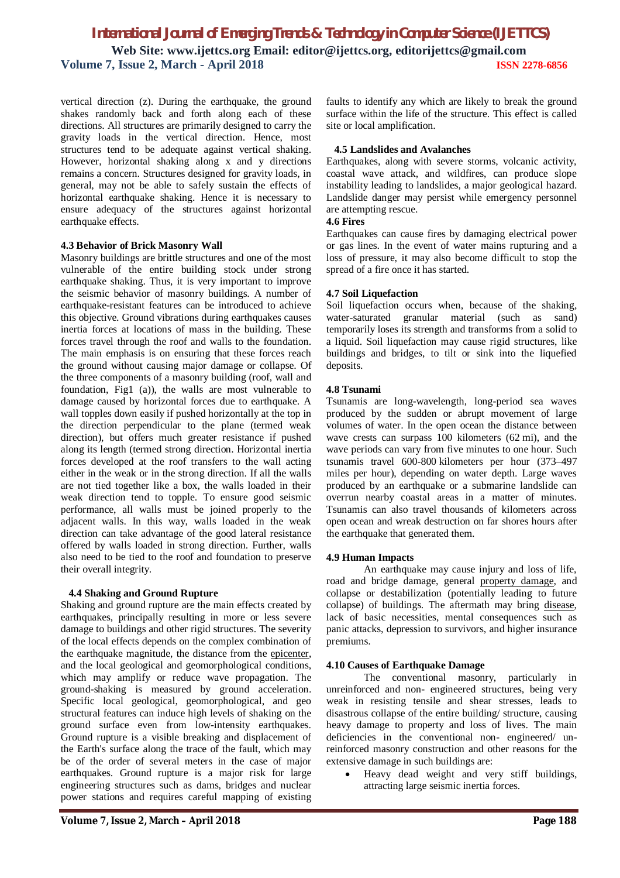vertical direction (z). During the earthquake, the ground shakes randomly back and forth along each of these directions. All structures are primarily designed to carry the gravity loads in the vertical direction. Hence, most structures tend to be adequate against vertical shaking. However, horizontal shaking along x and y directions remains a concern. Structures designed for gravity loads, in general, may not be able to safely sustain the effects of horizontal earthquake shaking. Hence it is necessary to ensure adequacy of the structures against horizontal earthquake effects.

### 4.3 Behavior of Brick Masonry Wall

Masonry buildings are brittle structures and one of the most vulnerable of the entire building stock under strong earthquake shaking. Thus, it is very important to improve the seismic behavior of masonry buildings. A number of earthquake-resistant features can be introduced to achieve this objective. Ground vibrations during earthquakes causes inertia forces at locations of mass in the building. These forces travel through the roof and walls to the foundation. The main emphasis is on ensuring that these forces reach the ground without causing major damage or collapse. Of the three components of a masonry building (roof, wall and foundation, Fig1 (a)), the walls are most vulnerable to damage caused by horizontal forces due to earthquake. A wall topples down easily if pushed horizontally at the top in the direction perpendicular to the plane (termed weak direction), but offers much greater resistance if pushed along its length (termed strong direction. Horizontal inertia forces developed at the roof transfers to the wall acting either in the weak or in the strong direction. If all the walls are not tied together like a box, the walls loaded in their weak direction tend to topple. To ensure good seismic performance, all walls must be joined properly to the adjacent walls. In this way, walls loaded in the weak direction can take advantage of the good lateral resistance offered by walls loaded in strong direction. Further, walls also need to be tied to the roof and foundation to preserve their overall integrity.

### 4.4 Shaking and Ground Rupture

Shaking and ground rupture are the main effects created by earthquakes, principally resulting in more or less severe damage to buildings and other rigid structures. The severity of the local effects depends on the complex combination of the earthquake magnitude, the distance from the epicenter, and the local geological and geomorphological conditions, which may amplify or reduce wave propagation. The ground-shaking is measured by ground acceleration. Specific local geological, geomorphological, and geo structural features can induce high levels of shaking on the ground surface even from low-intensity earthquakes. Ground rupture is a visible breaking and displacement of the Earth's surface along the trace of the fault, which may be of the order of several meters in the case of major earthquakes. Ground rupture is a major risk for large engineering structures such as dams, bridges and nuclear power stations and requires careful mapping of existing faults to identify any which are likely to break the ground surface within the life of the structure. This effect is called site or local amplification.

### 4.5 Landslides and Avalanches

Earthquakes, along with severe storms, volcanic activity, coastal wave attack, and wildfires, can produce slope instability leading to landslides, a major geological hazard. Landslide danger may persist while emergency personnel are attempting rescue.

### 4.6 Fires

Earthquakes can cause fires by damaging electrical power or gas lines. In the event of water mains rupturing and a loss of pressure, it may also become difficult to stop the spread of a fire once it has started.

### 4.7 Soil Liquefaction

Soil liquefaction occurs when, because of the shaking, water-saturated granular material (such as sand) temporarily loses its strength and transforms from a solid to a liquid. Soil liquefaction may cause rigid structures, like buildings and bridges, to tilt or sink into the liquefied deposits.

### 4.8 Tsunami

Tsunamis are long-wavelength, long-period sea waves produced by the sudden or abrupt movement of large volumes of water. In the open ocean the distance between wave crests can surpass 100 kilometers (62 mi), and the wave periods can vary from five minutes to one hour. Such tsunamis travel 600-800 kilometers per hour (373–497 miles per hour), depending on water depth. Large waves produced by an earthquake or a submarine landslide can overrun nearby coastal areas in a matter of minutes. Tsunamis can also travel thousands of kilometers across open ocean and wreak destruction on far shores hours after the earthquake that generated them.

### 4.9 Human Impacts

An earthquake may cause injury and loss of life, road and bridge damage, general property damage, and collapse or destabilization (potentially leading to future collapse) of buildings. The aftermath may bring disease, lack of basic necessities, mental consequences such as panic attacks, depression to survivors, and higher insurance premiums.

### 4.10 Causes of Earthquake Damage

The conventional masonry, particularly in unreinforced and non- engineered structures, being very weak in resisting tensile and shear stresses, leads to disastrous collapse of the entire building/ structure, causing heavy damage to property and loss of lives. The main deficiencies in the conventional non- engineered/ un-reinforced masonry construction and other reasons for the extensive damage in such buildings are:

- Heavy dead weight and very stiff buildings, attracting large seismic inertia forces.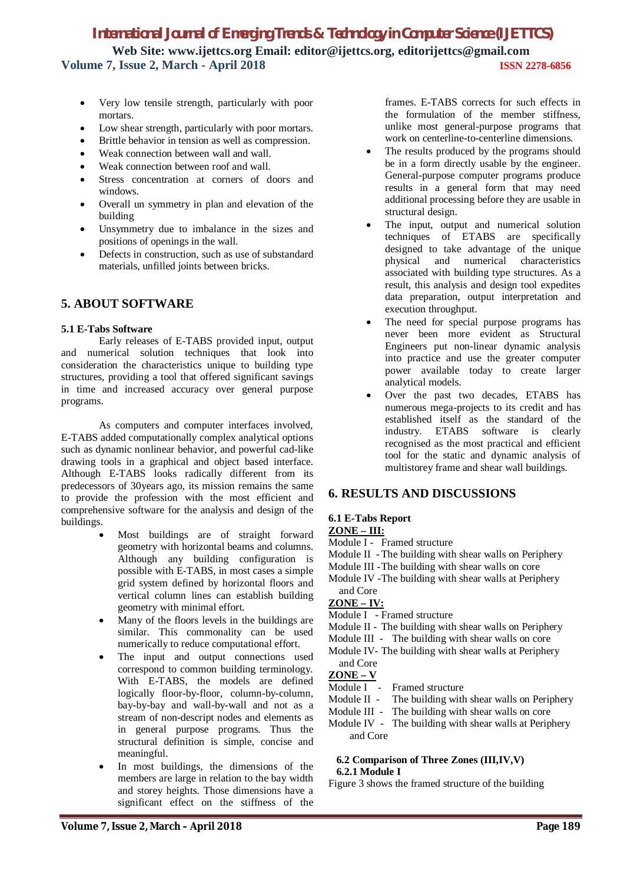- Very low tensile strength, particularly with poor mortars.
- Low shear strength, particularly with poor mortars.
- Brittle behavior in tension as well as compression.
- Weak connection between wall and wall.
- Weak connection between roof and wall.
- Stress concentration at corners of doors and windows.
- Overall un symmetry in plan and elevation of the building
- Unsymmetry due to imbalance in the sizes and positions of openings in the wall.
- Defects in construction, such as use of substandard materials, unfilled joints between bricks.

## 5. ABOUT SOFTWARE

### 5.1 E-Tabs Software

Early releases of E-TABS provided input, output and numerical solution techniques that look into consideration the characteristics unique to building type structures, providing a tool that offered significant savings in time and increased accuracy over general purpose programs.

As computers and computer interfaces involved, E-TABS added computationally complex analytical options such as dynamic nonlinear behavior, and powerful cad-like drawing tools in a graphical and object based interface. Although E-TABS looks radically different from its predecessors of 30years ago, its mission remains the same to provide the profession with the most efficient and comprehensive software for the analysis and design of the buildings.

- Most buildings are of straight forward geometry with horizontal beams and columns. Although any building configuration is possible with E-TABS, in most cases a simple grid system defined by horizontal floors and vertical column lines can establish building geometry with minimal effort.
- Many of the floors levels in the buildings are similar. This commonality can be used numerically to reduce computational effort.
- The input and output connections used correspond to common building terminology. With E-TABS, the models are defined logically floor-by-floor, column-by-column, bay-by-bay and wall-by-wall and not as a stream of non-descript nodes and elements as in general purpose programs. Thus the structural definition is simple, concise and meaningful.
- In most buildings, the dimensions of the members are large in relation to the bay width and storey heights. Those dimensions have a significant effect on the stiffness of the frames. E-TABS corrects for such effects in the formulation of the member stiffness, unlike most general-purpose programs that work on centerline-to-centerline dimensions.
- The results produced by the programs should be in a form directly usable by the engineer. General-purpose computer programs produce results in a general form that may need additional processing before they are usable in structural design.
- The input, output and numerical solution techniques of ETABS are specifically designed to take advantage of the unique physical and numerical characteristics associated with building type structures. As a result, this analysis and design tool expedites data preparation, output interpretation and execution throughput.
- The need for special purpose programs has never been more evident as Structural Engineers put non-linear dynamic analysis into practice and use the greater computer power available today to create larger analytical models.
- Over the past two decades, ETABS has numerous mega-projects to its credit and has established itself as the standard of the industry. ETABS software is clearly recognised as the most practical and efficient tool for the static and dynamic analysis of multistorey frame and shear wall buildings.

## 6. RESULTS AND DISCUSSIONS

### 6.1 E-Tabs Report

**ZONE – III:**

Module I - Framed structure
Module II - The building with shear walls on Periphery
Module III - The building with shear walls on core
Module IV - The building with shear walls at Periphery and Core

**ZONE – IV:**

Module I - Framed structure
Module II - The building with shear walls on Periphery
Module III - The building with shear walls on core
Module IV- The building with shear walls at Periphery and Core

**ZONE – V**

Module I - Framed structure
Module II - The building with shear walls on Periphery
Module III - The building with shear walls on core
Module IV - The building with shear walls at Periphery and Core

### 6.2 Comparison of Three Zones (III,IV,V)

#### 6.2.1 Module I

Figure 3 shows the framed structure of the building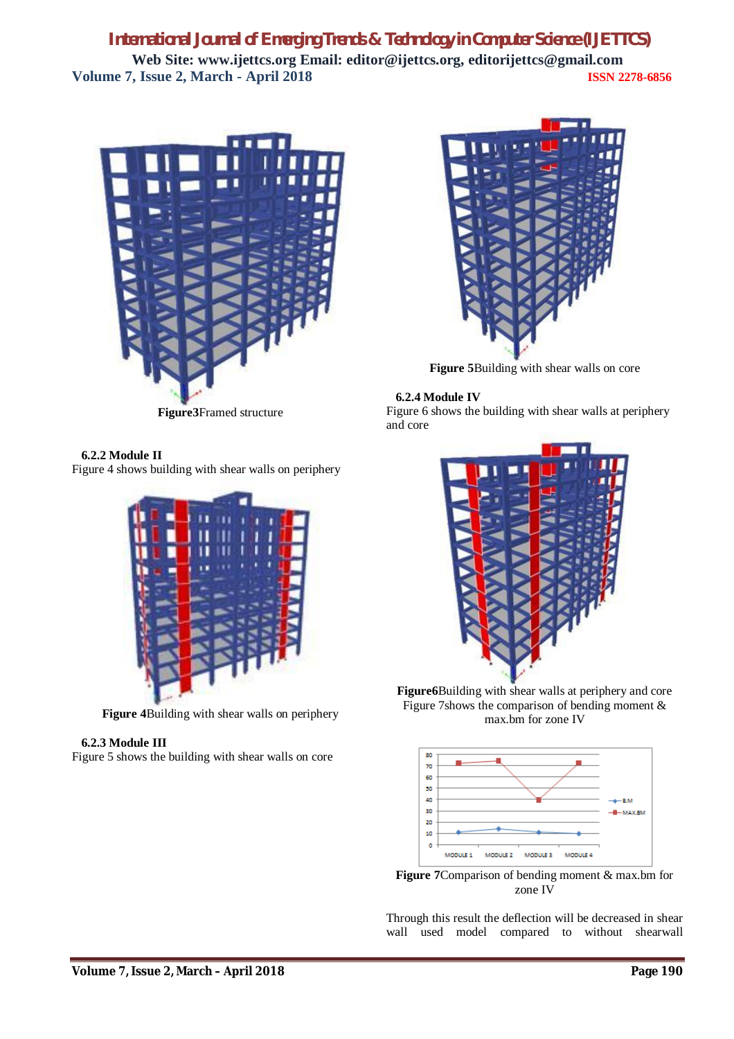Figure3Framed structure

### 6.2.2 Module II

Figure 4 shows building with shear walls on periphery

**Figure 4**Building with shear walls on periphery

### 6.2.3 Module III

Figure 5 shows the building with shear walls on core

**Figure 5**Building with shear walls on core

### 6.2.4 Module IV

Figure 6 shows the building with shear walls at periphery and core

**Figure6**Building with shear walls at periphery and core

Figure 7shows the comparison of bending moment & max.bm for zone IV

**Figure 7**Comparison of bending moment & max.bm for zone IV

Through this result the deflection will be decreased in shear wall used model compared to without shearwall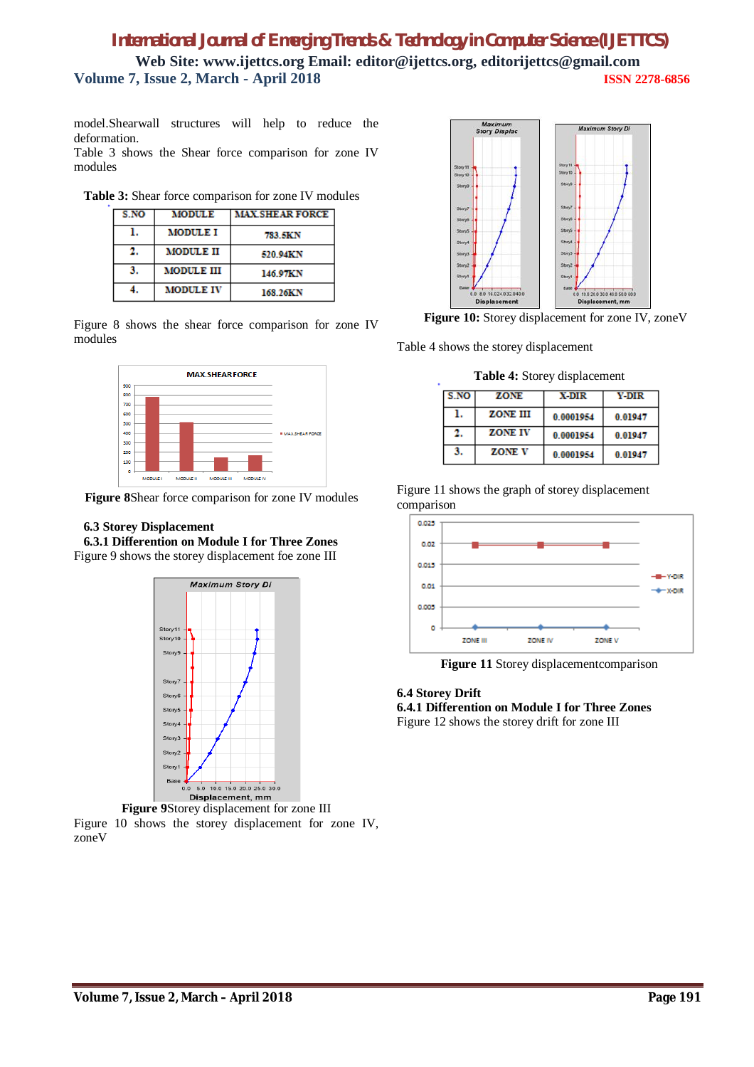model.Shearwall structures will help to reduce the deformation.

Table 3 shows the Shear force comparison for zone IV modules

**Table 3:** Shear force comparison for zone IV modules

| S.NO | MODULE | MAX.SHEAR FORCE |
|---|---|---|
| 1. | MODULE I | 783.5KN |
| 2. | MODULE II | 520.94KN |
| 3. | MODULE III | 146.97KN |
| 4. | MODULE IV | 168.26KN |

Figure 8 shows the shear force comparison for zone IV modules

**Figure 8**Shear force comparison for zone IV modules

**6.3 Storey Displacement**

**6.3.1 Differention on Module I for Three Zones**

Figure 9 shows the storey displacement foe zone III

**Figure 9**Storey displacement for zone III

Figure 10 shows the storey displacement for zone IV, zoneV

**Figure 10:** Storey displacement for zone IV, zoneV

Table 4 shows the storey displacement

**Table 4:** Storey displacement

| S.NO | ZONE | X-DIR | Y-DIR |
|---|---|---|---|
| 1. | ZONE III | 0.0001954 | 0.01947 |
| 2. | ZONE IV | 0.0001954 | 0.01947 |
| 3. | ZONE V | 0.0001954 | 0.01947 |

Figure 11 shows the graph of storey displacement comparison

**Figure 11** Storey displacementcomparison

**6.4 Storey Drift**

**6.4.1 Differention on Module I for Three Zones**

Figure 12 shows the storey drift for zone III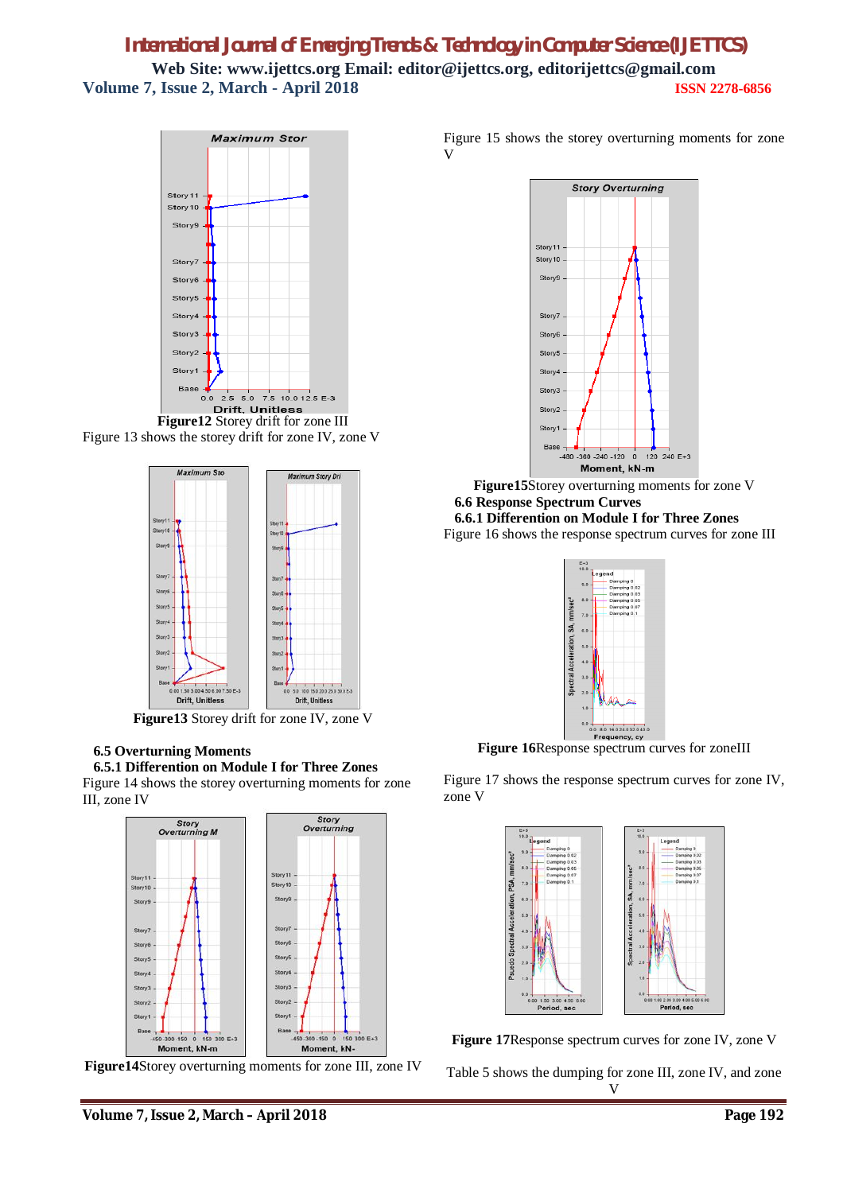**Figure12** Storey drift for zone III

Figure 13 shows the storey drift for zone IV, zone V

**Figure13** Storey drift for zone IV, zone V

### 6.5 Overturning Moments

#### 6.5.1 Differention on Module I for Three Zones

Figure 14 shows the storey overturning moments for zone III, zone IV

**Figure14**Storey overturning moments for zone III, zone IV

Figure 15 shows the storey overturning moments for zone V

**Figure15**Storey overturning moments for zone V

### 6.6 Response Spectrum Curves

#### 6.6.1 Differention on Module I for Three Zones

Figure 16 shows the response spectrum curves for zone III

**Figure 16**Response spectrum curves for zoneIII

Figure 17 shows the response spectrum curves for zone IV, zone V

**Figure 17**Response spectrum curves for zone IV, zone V

Table 5 shows the dumping for zone III, zone IV, and zone V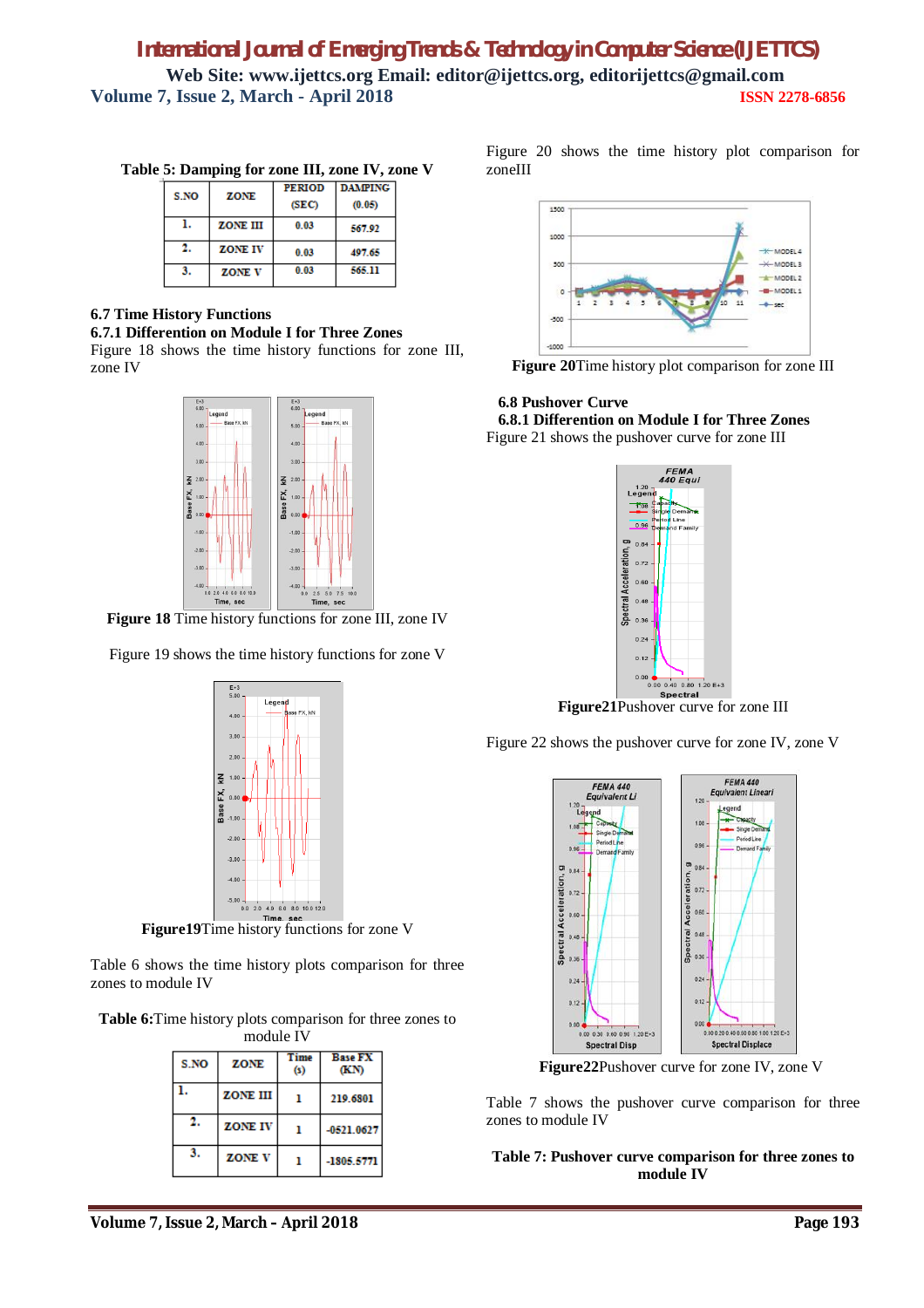**Table 5: Damping for zone III, zone IV, zone V**

| S.NO | ZONE | PERIOD (SEC) | DAMPING (0.05) |
|---|---|---|---|
| 1. | ZONE III | 0.03 | 567.92 |
| 2. | ZONE IV | 0.03 | 497.65 |
| 3. | ZONE V | 0.03 | 565.11 |

### 6.7 Time History Functions

### 6.7.1 Differention on Module I for Three Zones

Figure 18 shows the time history functions for zone III, zone IV

**Figure 18** Time history functions for zone III, zone IV

Figure 19 shows the time history functions for zone V

**Figure19**Time history functions for zone V

Table 6 shows the time history plots comparison for three zones to module IV

**Table 6:**Time history plots comparison for three zones to module IV

| S.NO | ZONE | Time (s) | Base FX (KN) |
|---|---|---|---|
| 1. | ZONE III | 1 | 219.6801 |
| 2. | ZONE IV | 1 | -0521.0627 |
| 3. | ZONE V | 1 | -1805.5771 |

Figure 20 shows the time history plot comparison for zoneIII

**Figure 20**Time history plot comparison for zone III

### 6.8 Pushover Curve

### 6.8.1 Differention on Module I for Three Zones

Figure 21 shows the pushover curve for zone III

**Figure21**Pushover curve for zone III

Figure 22 shows the pushover curve for zone IV, zone V

**Figure22**Pushover curve for zone IV, zone V

Table 7 shows the pushover curve comparison for three zones to module IV

**Table 7: Pushover curve comparison for three zones to module IV**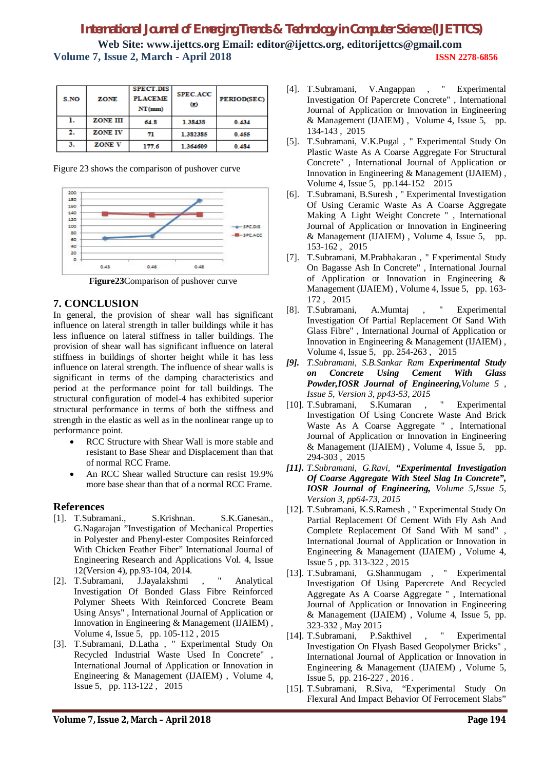| S.NO | ZONE | SPECT.DIS PLACEMENT(mm) | SPEC.ACC (g) | PERIOD(SEC) |
|---|---|---|---|---|
| 1. | ZONE III | 64.8 | 1.38438 | 0.434 |
| 2. | ZONE IV | 71 | 1.382385 | 0.455 |
| 3. | ZONE V | 177.6 | 1.364609 | 0.484 |

Figure 23 shows the comparison of pushover curve

**Figure23**Comparison of pushover curve

## 7. CONCLUSION

In general, the provision of shear wall has significant influence on lateral strength in taller buildings while it has less influence on lateral stiffness in taller buildings. The provision of shear wall has significant influence on lateral stiffness in buildings of shorter height while it has less influence on lateral strength. The influence of shear walls is significant in terms of the damping characteristics and period at the performance point for tall buildings. The structural configuration of model-4 has exhibited superior structural performance in terms of both the stiffness and strength in the elastic as well as in the nonlinear range up to performance point.

- RCC Structure with Shear Wall is more stable and resistant to Base Shear and Displacement than that of normal RCC Frame.
- An RCC Shear walled Structure can resist 19.9% more base shear than that of a normal RCC Frame.

## References

[1]. T.Subramani., S.Krishnan. S.K.Ganesan., G.Nagarajan "Investigation of Mechanical Properties in Polyester and Phenyl-ester Composites Reinforced With Chicken Feather Fiber" International Journal of Engineering Research and Applications Vol. 4, Issue 12(Version 4), pp.93-104, 2014.

[2]. T.Subramani, J.Jayalakshmi , " Analytical Investigation Of Bonded Glass Fibre Reinforced Polymer Sheets With Reinforced Concrete Beam Using Ansys" , International Journal of Application or Innovation in Engineering & Management (IJAIEM) , Volume 4, Issue 5, pp. 105-112 , 2015

[3]. T.Subramani, D.Latha , " Experimental Study On Recycled Industrial Waste Used In Concrete" , International Journal of Application or Innovation in Engineering & Management (IJAIEM) , Volume 4, Issue 5, pp. 113-122 , 2015

[4]. T.Subramani, V.Angappan , " Experimental Investigation Of Papercrete Concrete" , International Journal of Application or Innovation in Engineering & Management (IJAIEM) , Volume 4, Issue 5, pp. 134-143 , 2015

[5]. T.Subramani, V.K.Pugal , " Experimental Study On Plastic Waste As A Coarse Aggregate For Structural Concrete" , International Journal of Application or Innovation in Engineering & Management (IJAIEM) , Volume 4, Issue 5, pp.144-152 2015

[6]. T.Subramani, B.Suresh , " Experimental Investigation Of Using Ceramic Waste As A Coarse Aggregate Making A Light Weight Concrete " , International Journal of Application or Innovation in Engineering & Management (IJAIEM) , Volume 4, Issue 5, pp. 153-162 , 2015

[7]. T.Subramani, M.Prabhakaran , " Experimental Study On Bagasse Ash In Concrete" , International Journal of Application or Innovation in Engineering & Management (IJAIEM) , Volume 4, Issue 5, pp. 163-172 , 2015

[8]. T.Subramani, A.Mumtaj , " Experimental Investigation Of Partial Replacement Of Sand With Glass Fibre" , International Journal of Application or Innovation in Engineering & Management (IJAIEM) , Volume 4, Issue 5, pp. 254-263 , 2015

*[9]. T.Subramani, S.B.Sankar Ram* ***Experimental Study on Concrete Using Cement With Glass Powder,IOSR Journal of Engineering,****Volume 5 , Issue 5, Version 3, pp43-53, 2015*

[10]. T.Subramani, S.Kumaran , " Experimental Investigation Of Using Concrete Waste And Brick Waste As A Coarse Aggregate " , International Journal of Application or Innovation in Engineering & Management (IJAIEM) , Volume 4, Issue 5, pp. 294-303 , 2015

*[11]. T.Subramani, G.Ravi,* ***"Experimental Investigation Of Coarse Aggregate With Steel Slag In Concrete", IOSR Journal of Engineering,*** *Volume 5,Issue 5, Version 3, pp64-73, 2015*

[12]. T.Subramani, K.S.Ramesh , " Experimental Study On Partial Replacement Of Cement With Fly Ash And Complete Replacement Of Sand With M sand" , International Journal of Application or Innovation in Engineering & Management (IJAIEM) , Volume 4, Issue 5 , pp. 313-322 , 2015

[13]. T.Subramani, G.Shanmugam , " Experimental Investigation Of Using Papercrete And Recycled Aggregate As A Coarse Aggregate " , International Journal of Application or Innovation in Engineering & Management (IJAIEM) , Volume 4, Issue 5, pp. 323-332 , May 2015

[14]. T.Subramani, P.Sakthivel , " Experimental Investigation On Flyash Based Geopolymer Bricks" , International Journal of Application or Innovation in Engineering & Management (IJAIEM) , Volume 5, Issue 5, pp. 216-227 , 2016 .

[15]. T.Subramani, R.Siva, "Experimental Study On Flexural And Impact Behavior Of Ferrocement Slabs"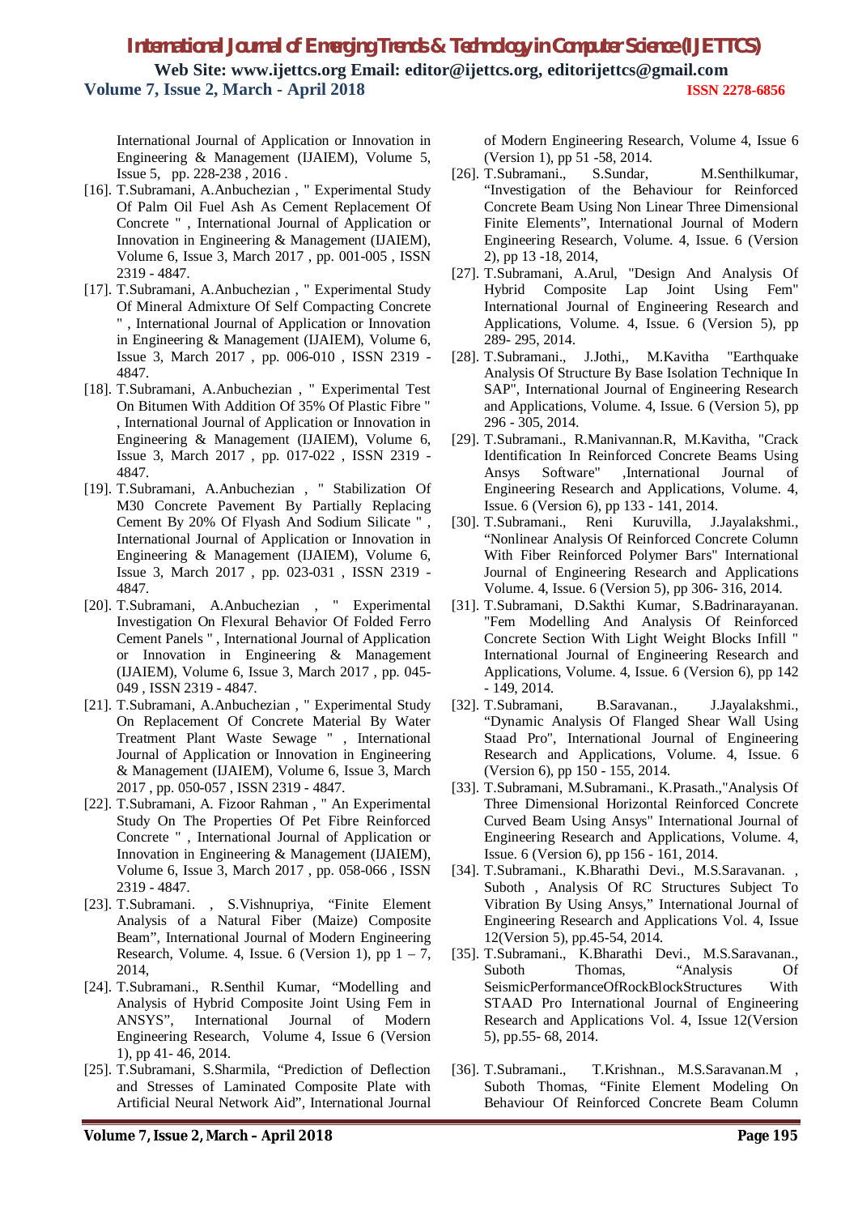International Journal of Application or Innovation in Engineering & Management (IJAIEM), Volume 5, Issue 5, pp. 228-238 , 2016 .

[16]. T.Subramani, A.Anbuchezian , " Experimental Study Of Palm Oil Fuel Ash As Cement Replacement Of Concrete " , International Journal of Application or Innovation in Engineering & Management (IJAIEM), Volume 6, Issue 3, March 2017 , pp. 001-005 , ISSN 2319 - 4847.

[17]. T.Subramani, A.Anbuchezian , " Experimental Study Of Mineral Admixture Of Self Compacting Concrete " , International Journal of Application or Innovation in Engineering & Management (IJAIEM), Volume 6, Issue 3, March 2017 , pp. 006-010 , ISSN 2319 - 4847.

[18]. T.Subramani, A.Anbuchezian , " Experimental Test On Bitumen With Addition Of 35% Of Plastic Fibre " , International Journal of Application or Innovation in Engineering & Management (IJAIEM), Volume 6, Issue 3, March 2017 , pp. 017-022 , ISSN 2319 - 4847.

[19]. T.Subramani, A.Anbuchezian , " Stabilization Of M30 Concrete Pavement By Partially Replacing Cement By 20% Of Flyash And Sodium Silicate " , International Journal of Application or Innovation in Engineering & Management (IJAIEM), Volume 6, Issue 3, March 2017 , pp. 023-031 , ISSN 2319 - 4847.

[20]. T.Subramani, A.Anbuchezian , " Experimental Investigation On Flexural Behavior Of Folded Ferro Cement Panels " , International Journal of Application or Innovation in Engineering & Management (IJAIEM), Volume 6, Issue 3, March 2017 , pp. 045-049 , ISSN 2319 - 4847.

[21]. T.Subramani, A.Anbuchezian , " Experimental Study On Replacement Of Concrete Material By Water Treatment Plant Waste Sewage " , International Journal of Application or Innovation in Engineering & Management (IJAIEM), Volume 6, Issue 3, March 2017 , pp. 050-057 , ISSN 2319 - 4847.

[22]. T.Subramani, A. Fizoor Rahman , " An Experimental Study On The Properties Of Pet Fibre Reinforced Concrete " , International Journal of Application or Innovation in Engineering & Management (IJAIEM), Volume 6, Issue 3, March 2017 , pp. 058-066 , ISSN 2319 - 4847.

[23]. T.Subramani. , S.Vishnupriya, "Finite Element Analysis of a Natural Fiber (Maize) Composite Beam", International Journal of Modern Engineering Research, Volume. 4, Issue. 6 (Version 1), pp 1 – 7, 2014,

[24]. T.Subramani., R.Senthil Kumar, "Modelling and Analysis of Hybrid Composite Joint Using Fem in ANSYS", International Journal of Modern Engineering Research, Volume 4, Issue 6 (Version 1), pp 41- 46, 2014.

[25]. T.Subramani, S.Sharmila, "Prediction of Deflection and Stresses of Laminated Composite Plate with Artificial Neural Network Aid", International Journal of Modern Engineering Research, Volume 4, Issue 6 (Version 1), pp 51 -58, 2014.

[26]. T.Subramani., S.Sundar, M.Senthilkumar, "Investigation of the Behaviour for Reinforced Concrete Beam Using Non Linear Three Dimensional Finite Elements", International Journal of Modern Engineering Research, Volume. 4, Issue. 6 (Version 2), pp 13 -18, 2014,

[27]. T.Subramani, A.Arul, "Design And Analysis Of Hybrid Composite Lap Joint Using Fem" International Journal of Engineering Research and Applications, Volume. 4, Issue. 6 (Version 5), pp 289- 295, 2014.

[28]. T.Subramani., J.Jothi,, M.Kavitha "Earthquake Analysis Of Structure By Base Isolation Technique In SAP", International Journal of Engineering Research and Applications, Volume. 4, Issue. 6 (Version 5), pp 296 - 305, 2014.

[29]. T.Subramani, R.Manivannan.R, M.Kavitha, "Crack Identification In Reinforced Concrete Beams Using Ansys Software" ,International Journal of Engineering Research and Applications, Volume. 4, Issue. 6 (Version 6), pp 133 - 141, 2014.

[30]. T.Subramani., Reni Kuruvilla, J.Jayalakshmi., "Nonlinear Analysis Of Reinforced Concrete Column With Fiber Reinforced Polymer Bars" International Journal of Engineering Research and Applications Volume. 4, Issue. 6 (Version 5), pp 306- 316, 2014.

[31]. T.Subramani, D.Sakthi Kumar, S.Badrinarayanan. "Fem Modelling And Analysis Of Reinforced Concrete Section With Light Weight Blocks Infill " International Journal of Engineering Research and Applications, Volume. 4, Issue. 6 (Version 6), pp 142 - 149, 2014.

[32]. T.Subramani, B.Saravanan., J.Jayalakshmi., "Dynamic Analysis Of Flanged Shear Wall Using Staad Pro", International Journal of Engineering Research and Applications, Volume. 4, Issue. 6 (Version 6), pp 150 - 155, 2014.

[33]. T.Subramani, M.Subramani., K.Prasath.,"Analysis Of Three Dimensional Horizontal Reinforced Concrete Curved Beam Using Ansys" International Journal of Engineering Research and Applications, Volume. 4, Issue. 6 (Version 6), pp 156 - 161, 2014.

[34]. T.Subramani., K.Bharathi Devi., M.S.Saravanan. , Suboth , Analysis Of RC Structures Subject To Vibration By Using Ansys," International Journal of Engineering Research and Applications Vol. 4, Issue 12(Version 5), pp.45-54, 2014.

[35]. T.Subramani., K.Bharathi Devi., M.S.Saravanan., Suboth Thomas, "Analysis Of SeismicPerformanceOfRockBlockStructures With STAAD Pro International Journal of Engineering Research and Applications Vol. 4, Issue 12(Version 5), pp.55- 68, 2014.

[36]. T.Subramani., T.Krishnan., M.S.Saravanan.M , Suboth Thomas, "Finite Element Modeling On Behaviour Of Reinforced Concrete Beam Column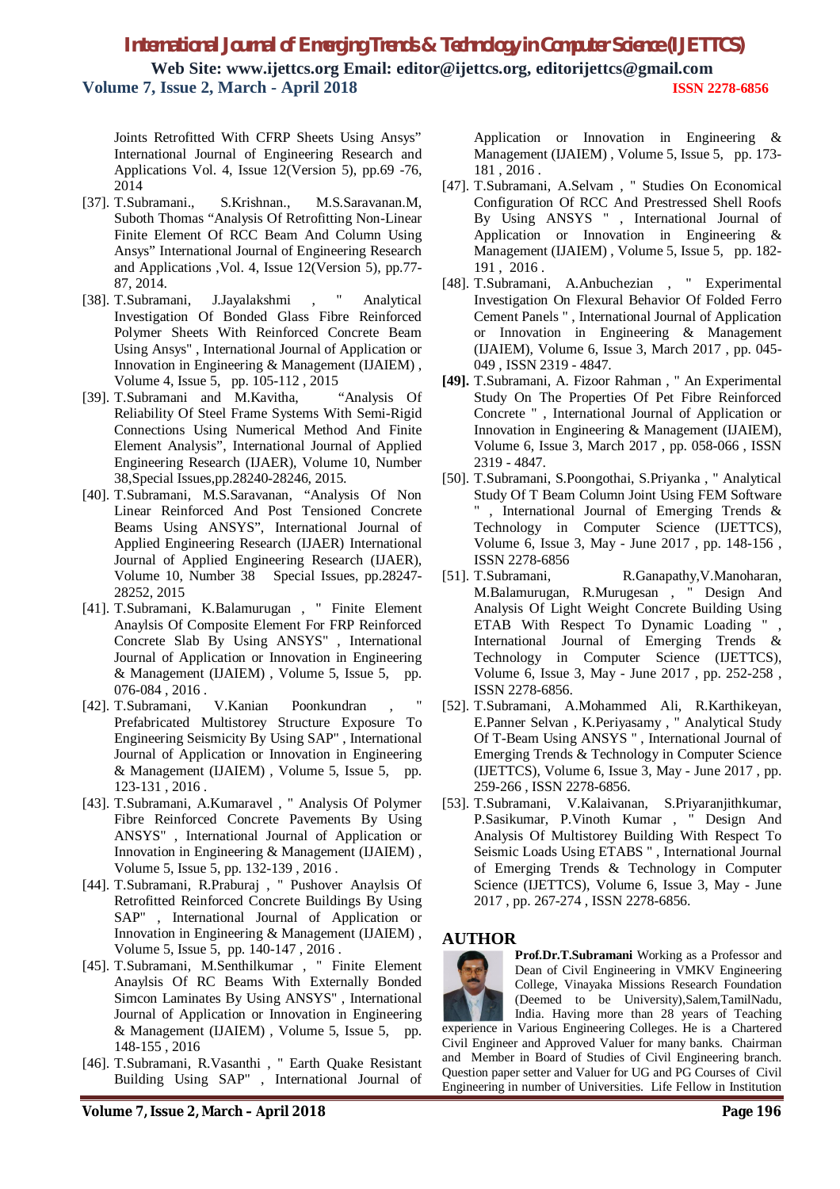Joints Retrofitted With CFRP Sheets Using Ansys" International Journal of Engineering Research and Applications Vol. 4, Issue 12(Version 5), pp.69 -76, 2014

[37]. T.Subramani., S.Krishnan., M.S.Saravanan.M, Suboth Thomas "Analysis Of Retrofitting Non-Linear Finite Element Of RCC Beam And Column Using Ansys" International Journal of Engineering Research and Applications ,Vol. 4, Issue 12(Version 5), pp.77-87, 2014.

[38]. T.Subramani, J.Jayalakshmi , " Analytical Investigation Of Bonded Glass Fibre Reinforced Polymer Sheets With Reinforced Concrete Beam Using Ansys" , International Journal of Application or Innovation in Engineering & Management (IJAIEM) , Volume 4, Issue 5, pp. 105-112 , 2015

[39]. T.Subramani and M.Kavitha, "Analysis Of Reliability Of Steel Frame Systems With Semi-Rigid Connections Using Numerical Method And Finite Element Analysis", International Journal of Applied Engineering Research (IJAER), Volume 10, Number 38,Special Issues,pp.28240-28246, 2015.

[40]. T.Subramani, M.S.Saravanan, "Analysis Of Non Linear Reinforced And Post Tensioned Concrete Beams Using ANSYS", International Journal of Applied Engineering Research (IJAER) International Journal of Applied Engineering Research (IJAER), Volume 10, Number 38 Special Issues, pp.28247-28252, 2015

[41]. T.Subramani, K.Balamurugan , " Finite Element Anaylsis Of Composite Element For FRP Reinforced Concrete Slab By Using ANSYS" , International Journal of Application or Innovation in Engineering & Management (IJAIEM) , Volume 5, Issue 5, pp. 076-084 , 2016 .

[42]. T.Subramani, V.Kanian Poonkundran , " Prefabricated Multistorey Structure Exposure To Engineering Seismicity By Using SAP" , International Journal of Application or Innovation in Engineering & Management (IJAIEM) , Volume 5, Issue 5, pp. 123-131 , 2016 .

[43]. T.Subramani, A.Kumaravel , " Analysis Of Polymer Fibre Reinforced Concrete Pavements By Using ANSYS" , International Journal of Application or Innovation in Engineering & Management (IJAIEM) , Volume 5, Issue 5, pp. 132-139 , 2016 .

[44]. T.Subramani, R.Praburaj , " Pushover Anaylsis Of Retrofitted Reinforced Concrete Buildings By Using SAP" , International Journal of Application or Innovation in Engineering & Management (IJAIEM) , Volume 5, Issue 5, pp. 140-147 , 2016 .

[45]. T.Subramani, M.Senthilkumar , " Finite Element Anaylsis Of RC Beams With Externally Bonded Simcon Laminates By Using ANSYS" , International Journal of Application or Innovation in Engineering & Management (IJAIEM) , Volume 5, Issue 5, pp. 148-155 , 2016

[46]. T.Subramani, R.Vasanthi , " Earth Quake Resistant Building Using SAP" , International Journal of Application or Innovation in Engineering & Management (IJAIEM) , Volume 5, Issue 5, pp. 173-181 , 2016 .

[47]. T.Subramani, A.Selvam , " Studies On Economical Configuration Of RCC And Prestressed Shell Roofs By Using ANSYS " , International Journal of Application or Innovation in Engineering & Management (IJAIEM) , Volume 5, Issue 5, pp. 182-191 , 2016 .

[48]. T.Subramani, A.Anbuchezian , " Experimental Investigation On Flexural Behavior Of Folded Ferro Cement Panels " , International Journal of Application or Innovation in Engineering & Management (IJAIEM), Volume 6, Issue 3, March 2017 , pp. 045-049 , ISSN 2319 - 4847.

**[49].** T.Subramani, A. Fizoor Rahman , " An Experimental Study On The Properties Of Pet Fibre Reinforced Concrete " , International Journal of Application or Innovation in Engineering & Management (IJAIEM), Volume 6, Issue 3, March 2017 , pp. 058-066 , ISSN 2319 - 4847.

[50]. T.Subramani, S.Poongothai, S.Priyanka , " Analytical Study Of T Beam Column Joint Using FEM Software " , International Journal of Emerging Trends & Technology in Computer Science (IJETTCS), Volume 6, Issue 3, May - June 2017 , pp. 148-156 , ISSN 2278-6856

[51]. T.Subramani, R.Ganapathy,V.Manoharan, M.Balamurugan, R.Murugesan , " Design And Analysis Of Light Weight Concrete Building Using ETAB With Respect To Dynamic Loading " , International Journal of Emerging Trends & Technology in Computer Science (IJETTCS), Volume 6, Issue 3, May - June 2017 , pp. 252-258 , ISSN 2278-6856.

[52]. T.Subramani, A.Mohammed Ali, R.Karthikeyan, E.Panner Selvan , K.Periyasamy , " Analytical Study Of T-Beam Using ANSYS " , International Journal of Emerging Trends & Technology in Computer Science (IJETTCS), Volume 6, Issue 3, May - June 2017 , pp. 259-266 , ISSN 2278-6856.

[53]. T.Subramani, V.Kalaivanan, S.Priyaranjithkumar, P.Sasikumar, P.Vinoth Kumar , " Design And Analysis Of Multistorey Building With Respect To Seismic Loads Using ETABS " , International Journal of Emerging Trends & Technology in Computer Science (IJETTCS), Volume 6, Issue 3, May - June 2017 , pp. 267-274 , ISSN 2278-6856.

## AUTHOR

**Prof.Dr.T.Subramani** Working as a Professor and Dean of Civil Engineering in VMKV Engineering College, Vinayaka Missions Research Foundation (Deemed to be University),Salem,TamilNadu, India. Having more than 28 years of Teaching experience in Various Engineering Colleges. He is a Chartered Civil Engineer and Approved Valuer for many banks. Chairman and Member in Board of Studies of Civil Engineering branch. Question paper setter and Valuer for UG and PG Courses of Civil Engineering in number of Universities. Life Fellow in Institution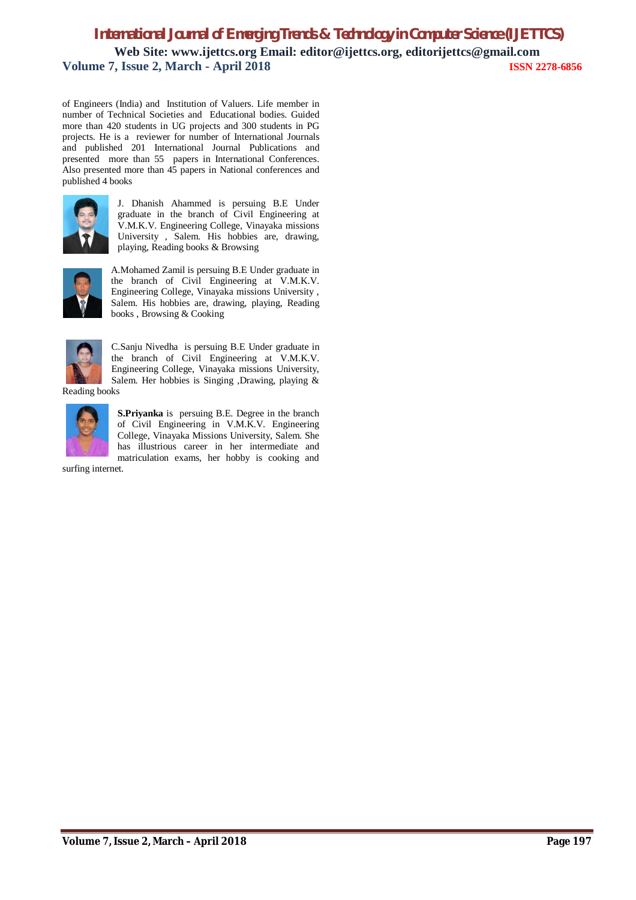of Engineers (India) and Institution of Valuers. Life member in number of Technical Societies and Educational bodies. Guided more than 420 students in UG projects and 300 students in PG projects. He is a reviewer for number of International Journals and published 201 International Journal Publications and presented more than 55 papers in International Conferences. Also presented more than 45 papers in National conferences and published 4 books

J. Dhanish Ahammed is persuing B.E Under graduate in the branch of Civil Engineering at V.M.K.V. Engineering College, Vinayaka missions University , Salem. His hobbies are, drawing, playing, Reading books & Browsing

A.Mohamed Zamil is persuing B.E Under graduate in the branch of Civil Engineering at V.M.K.V. Engineering College, Vinayaka missions University , Salem. His hobbies are, drawing, playing, Reading books , Browsing & Cooking

C.Sanju Nivedha is persuing B.E Under graduate in the branch of Civil Engineering at V.M.K.V. Engineering College, Vinayaka missions University, Salem. Her hobbies is Singing ,Drawing, playing & Reading books

**S.Priyanka** is persuing B.E. Degree in the branch of Civil Engineering in V.M.K.V. Engineering College, Vinayaka Missions University, Salem. She has illustrious career in her intermediate and matriculation exams, her hobby is cooking and surfing internet.